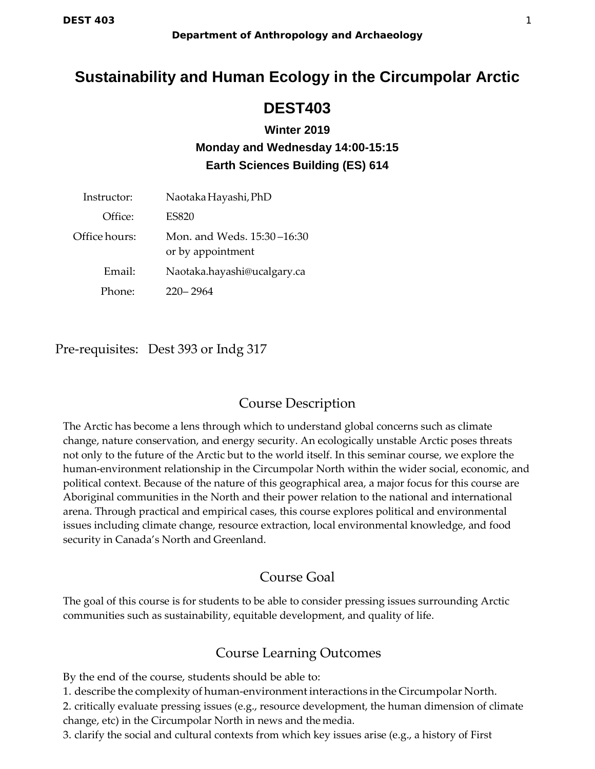**Department of Anthropology and Archaeology**

# Sustainability and Human Ecology in the Circumpolar Arctic

# DEST403

**Winter 2019**

**Monday and Wednesday 14:00-15:15**

**Earth Sciences Building (ES) 614**

| | |
|---|---|
| Instructor: | Naotaka Hayashi, PhD |
| Office: | ES820 |
| Office hours: | Mon. and Weds. 15:30 –16:30 or by appointment |
| Email: | Naotaka.hayashi@ucalgary.ca |
| Phone: | 220– 2964 |

Pre-requisites: Dest 393 or Indg 317

## Course Description

The Arctic has become a lens through which to understand global concerns such as climate change, nature conservation, and energy security. An ecologically unstable Arctic poses threats not only to the future of the Arctic but to the world itself. In this seminar course, we explore the human-environment relationship in the Circumpolar North within the wider social, economic, and political context. Because of the nature of this geographical area, a major focus for this course are Aboriginal communities in the North and their power relation to the national and international arena. Through practical and empirical cases, this course explores political and environmental issues including climate change, resource extraction, local environmental knowledge, and food security in Canada's North and Greenland.

## Course Goal

The goal of this course is for students to be able to consider pressing issues surrounding Arctic communities such as sustainability, equitable development, and quality of life.

## Course Learning Outcomes

By the end of the course, students should be able to:

1. describe the complexity of human-environment interactions in the Circumpolar North.
2. critically evaluate pressing issues (e.g., resource development, the human dimension of climate change, etc) in the Circumpolar North in news and the media.
3. clarify the social and cultural contexts from which key issues arise (e.g., a history of First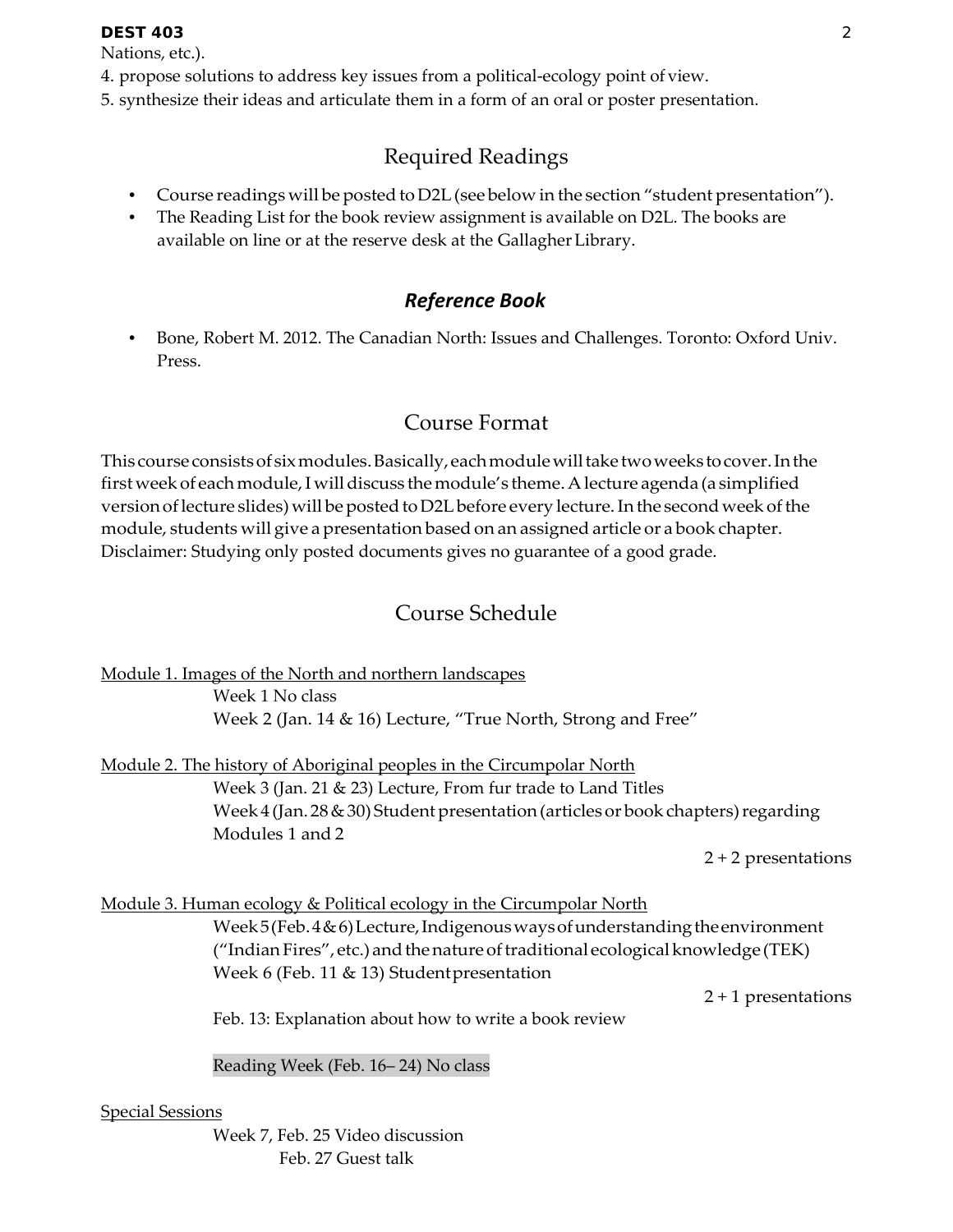Nations, etc.).

4. propose solutions to address key issues from a political-ecology point of view.
5. synthesize their ideas and articulate them in a form of an oral or poster presentation.

## Required Readings

- Course readings will be posted to D2L (see below in the section "student presentation").
- The Reading List for the book review assignment is available on D2L. The books are available on line or at the reserve desk at the Gallagher Library.

### *Reference Book*

- Bone, Robert M. 2012. The Canadian North: Issues and Challenges. Toronto: Oxford Univ. Press.

## Course Format

This course consists of six modules. Basically, each module will take two weeks to cover. In the first week of each module, I will discuss the module's theme. A lecture agenda (a simplified version of lecture slides) will be posted to D2L before every lecture. In the second week of the module, students will give a presentation based on an assigned article or a book chapter. Disclaimer: Studying only posted documents gives no guarantee of a good grade.

## Course Schedule

Module 1. Images of the North and northern landscapes

Week 1 No class

Week 2 (Jan. 14 & 16) Lecture, "True North, Strong and Free"

Module 2. The history of Aboriginal peoples in the Circumpolar North

Week 3 (Jan. 21 & 23) Lecture, From fur trade to Land Titles

Week 4 (Jan. 28 & 30) Student presentation (articles or book chapters) regarding Modules 1 and 2

2 + 2 presentations

Module 3. Human ecology & Political ecology in the Circumpolar North

Week 5 (Feb. 4 & 6) Lecture, Indigenous ways of understanding the environment ("Indian Fires", etc.) and the nature of traditional ecological knowledge (TEK)

Week 6 (Feb. 11 & 13) Student presentation

2 + 1 presentations

Feb. 13: Explanation about how to write a book review

Reading Week (Feb. 16– 24) No class

Special Sessions

Week 7, Feb. 25 Video discussion

Feb. 27 Guest talk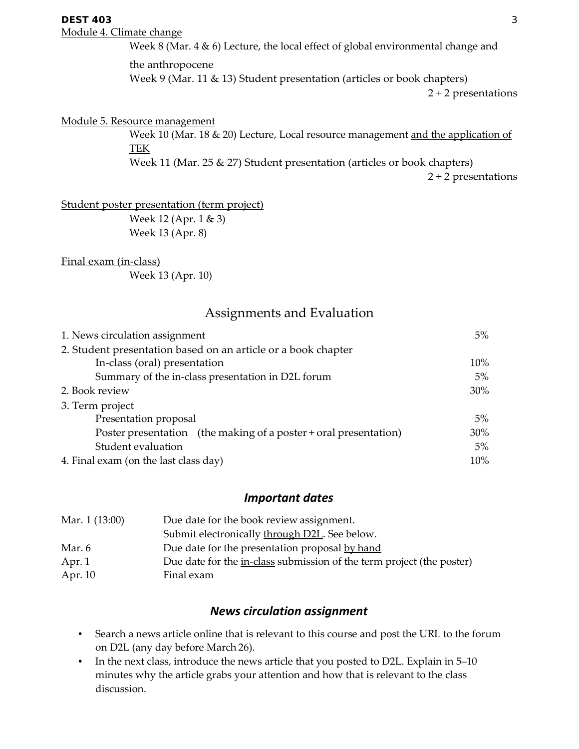Module 4. Climate change

Week 8 (Mar. 4 & 6) Lecture, the local effect of global environmental change and the anthropocene

Week 9 (Mar. 11 & 13) Student presentation (articles or book chapters)

2 + 2 presentations

Module 5. Resource management

Week 10 (Mar. 18 & 20) Lecture, Local resource management and the application of TEK

Week 11 (Mar. 25 & 27) Student presentation (articles or book chapters)

2 + 2 presentations

Student poster presentation (term project)

Week 12 (Apr. 1 & 3)

Week 13 (Apr. 8)

Final exam (in-class)

Week 13 (Apr. 10)

## Assignments and Evaluation

| | |
|---|---|
| 1. News circulation assignment | 5% |
| 2. Student presentation based on an article or a book chapter | |
| In-class (oral) presentation | 10% |
| Summary of the in-class presentation in D2L forum | 5% |
| 2. Book review | 30% |
| 3. Term project | |
| Presentation proposal | 5% |
| Poster presentation (the making of a poster + oral presentation) | 30% |
| Student evaluation | 5% |
| 4. Final exam (on the last class day) | 10% |

### *Important dates*

| | |
|---|---|
| Mar. 1 (13:00) | Due date for the book review assignment. Submit electronically through D2L. See below. |
| Mar. 6 | Due date for the presentation proposal by hand |
| Apr. 1 | Due date for the in-class submission of the term project (the poster) |
| Apr. 10 | Final exam |

### *News circulation assignment*

- Search a news article online that is relevant to this course and post the URL to the forum on D2L (any day before March 26).
- In the next class, introduce the news article that you posted to D2L. Explain in 5–10 minutes why the article grabs your attention and how that is relevant to the class discussion.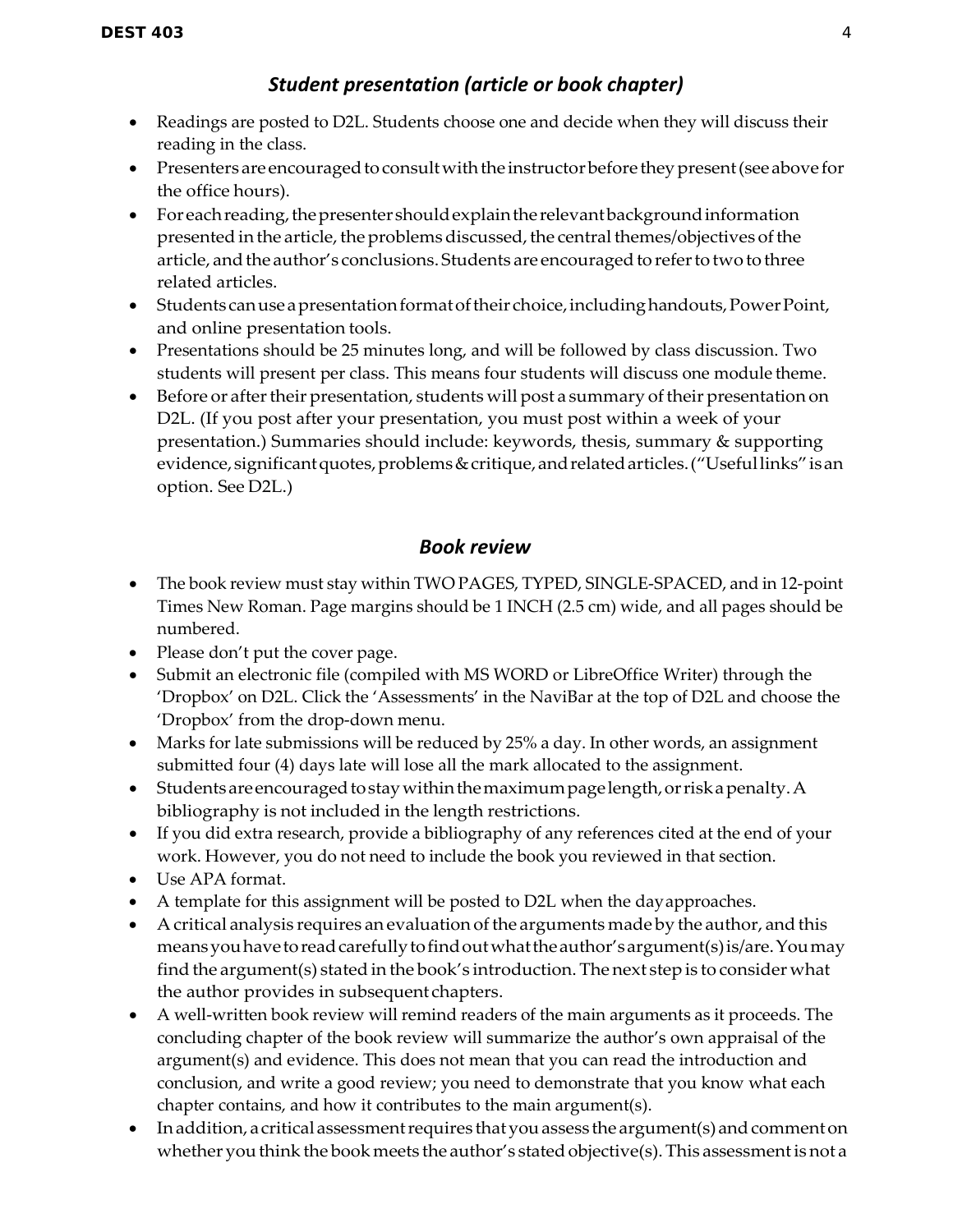### *Student presentation (article or book chapter)*

- Readings are posted to D2L. Students choose one and decide when they will discuss their reading in the class.
- Presenters are encouraged to consult with the instructor before they present (see above for the office hours).
- For each reading, the presenter should explain the relevant background information presented in the article, the problems discussed, the central themes/objectives of the article, and the author's conclusions. Students are encouraged to refer to two to three related articles.
- Students can use a presentation format of their choice, including handouts, Power Point, and online presentation tools.
- Presentations should be 25 minutes long, and will be followed by class discussion. Two students will present per class. This means four students will discuss one module theme.
- Before or after their presentation, students will post a summary of their presentation on D2L. (If you post after your presentation, you must post within a week of your presentation.) Summaries should include: keywords, thesis, summary & supporting evidence, significant quotes, problems & critique, and related articles. ("Useful links" is an option. See D2L.)

### *Book review*

- The book review must stay within TWO PAGES, TYPED, SINGLE-SPACED, and in 12-point Times New Roman. Page margins should be 1 INCH (2.5 cm) wide, and all pages should be numbered.
- Please don't put the cover page.
- Submit an electronic file (compiled with MS WORD or LibreOffice Writer) through the 'Dropbox' on D2L. Click the 'Assessments' in the NaviBar at the top of D2L and choose the 'Dropbox' from the drop-down menu.
- Marks for late submissions will be reduced by 25% a day. In other words, an assignment submitted four (4) days late will lose all the mark allocated to the assignment.
- Students are encouraged to stay within the maximum page length, or risk a penalty. A bibliography is not included in the length restrictions.
- If you did extra research, provide a bibliography of any references cited at the end of your work. However, you do not need to include the book you reviewed in that section.
- Use APA format.
- A template for this assignment will be posted to D2L when the day approaches.
- A critical analysis requires an evaluation of the arguments made by the author, and this means you have to read carefully to find out what the author's argument(s) is/are. You may find the argument(s) stated in the book's introduction. The next step is to consider what the author provides in subsequent chapters.
- A well-written book review will remind readers of the main arguments as it proceeds. The concluding chapter of the book review will summarize the author's own appraisal of the argument(s) and evidence. This does not mean that you can read the introduction and conclusion, and write a good review; you need to demonstrate that you know what each chapter contains, and how it contributes to the main argument(s).
- In addition, a critical assessment requires that you assess the argument(s) and comment on whether you think the book meets the author's stated objective(s). This assessment is not a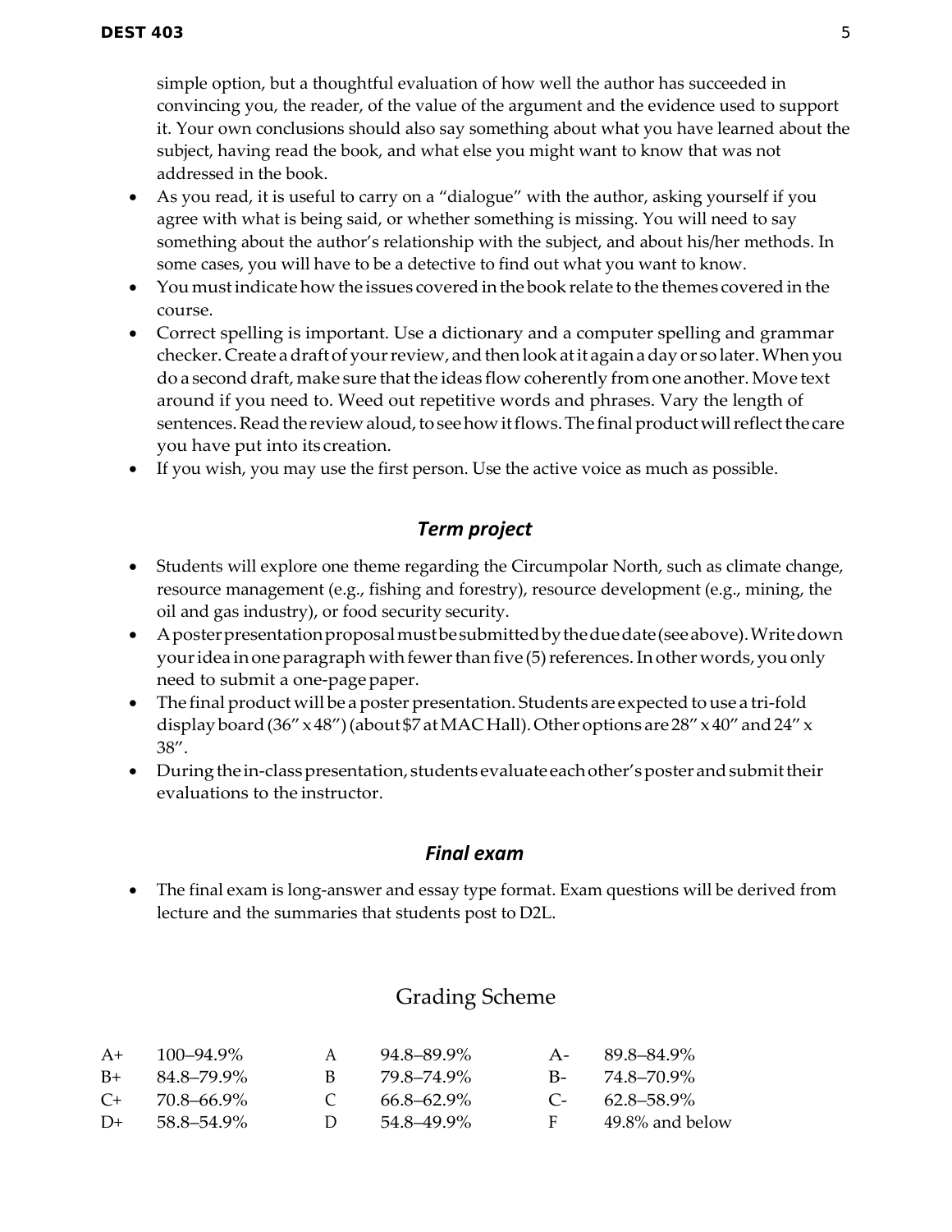simple option, but a thoughtful evaluation of how well the author has succeeded in convincing you, the reader, of the value of the argument and the evidence used to support it. Your own conclusions should also say something about what you have learned about the subject, having read the book, and what else you might want to know that was not addressed in the book.

- As you read, it is useful to carry on a "dialogue" with the author, asking yourself if you agree with what is being said, or whether something is missing. You will need to say something about the author's relationship with the subject, and about his/her methods. In some cases, you will have to be a detective to find out what you want to know.
- You must indicate how the issues covered in the book relate to the themes covered in the course.
- Correct spelling is important. Use a dictionary and a computer spelling and grammar checker. Create a draft of your review, and then look at it again a day or so later. When you do a second draft, make sure that the ideas flow coherently from one another. Move text around if you need to. Weed out repetitive words and phrases. Vary the length of sentences. Read the review aloud, to see how it flows. The final product will reflect the care you have put into its creation.
- If you wish, you may use the first person. Use the active voice as much as possible.

### *Term project*

- Students will explore one theme regarding the Circumpolar North, such as climate change, resource management (e.g., fishing and forestry), resource development (e.g., mining, the oil and gas industry), or food security security.
- A poster presentation proposal must be submitted by the due date (see above). Write down your idea in one paragraph with fewer than five (5) references. In other words, you only need to submit a one-page paper.
- The final product will be a poster presentation. Students are expected to use a tri-fold display board (36" x 48") (about $7 at MAC Hall). Other options are 28" x 40" and 24" x 38".
- During the in-class presentation, students evaluate each other's poster and submit their evaluations to the instructor.

### *Final exam*

- The final exam is long-answer and essay type format. Exam questions will be derived from lecture and the summaries that students post to D2L.

## Grading Scheme

| | | | | | |
|---|---|---|---|---|---|
| A+ | 100–94.9% | A | 94.8–89.9% | A- | 89.8–84.9% |
| B+ | 84.8–79.9% | B | 79.8–74.9% | B- | 74.8–70.9% |
| C+ | 70.8–66.9% | C | 66.8–62.9% | C- | 62.8–58.9% |
| D+ | 58.8–54.9% | D | 54.8–49.9% | F | 49.8% and below |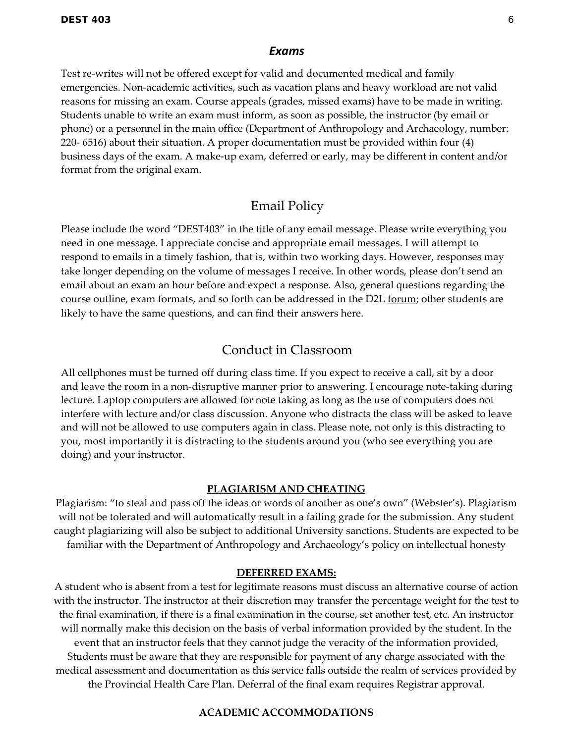## *Exams*

Test re-writes will not be offered except for valid and documented medical and family emergencies. Non-academic activities, such as vacation plans and heavy workload are not valid reasons for missing an exam. Course appeals (grades, missed exams) have to be made in writing. Students unable to write an exam must inform, as soon as possible, the instructor (by email or phone) or a personnel in the main office (Department of Anthropology and Archaeology, number: 220- 6516) about their situation. A proper documentation must be provided within four (4) business days of the exam. A make-up exam, deferred or early, may be different in content and/or format from the original exam.

## Email Policy

Please include the word "DEST403" in the title of any email message. Please write everything you need in one message. I appreciate concise and appropriate email messages. I will attempt to respond to emails in a timely fashion, that is, within two working days. However, responses may take longer depending on the volume of messages I receive. In other words, please don't send an email about an exam an hour before and expect a response. Also, general questions regarding the course outline, exam formats, and so forth can be addressed in the D2L forum; other students are likely to have the same questions, and can find their answers here.

## Conduct in Classroom

All cellphones must be turned off during class time. If you expect to receive a call, sit by a door and leave the room in a non-disruptive manner prior to answering. I encourage note-taking during lecture. Laptop computers are allowed for note taking as long as the use of computers does not interfere with lecture and/or class discussion. Anyone who distracts the class will be asked to leave and will not be allowed to use computers again in class. Please note, not only is this distracting to you, most importantly it is distracting to the students around you (who see everything you are doing) and your instructor.

### PLAGIARISM AND CHEATING

Plagiarism: "to steal and pass off the ideas or words of another as one's own" (Webster's). Plagiarism will not be tolerated and will automatically result in a failing grade for the submission. Any student caught plagiarizing will also be subject to additional University sanctions. Students are expected to be familiar with the Department of Anthropology and Archaeology's policy on intellectual honesty

### DEFERRED EXAMS:

A student who is absent from a test for legitimate reasons must discuss an alternative course of action with the instructor. The instructor at their discretion may transfer the percentage weight for the test to the final examination, if there is a final examination in the course, set another test, etc. An instructor will normally make this decision on the basis of verbal information provided by the student. In the event that an instructor feels that they cannot judge the veracity of the information provided, Students must be aware that they are responsible for payment of any charge associated with the medical assessment and documentation as this service falls outside the realm of services provided by the Provincial Health Care Plan. Deferral of the final exam requires Registrar approval.

### ACADEMIC ACCOMMODATIONS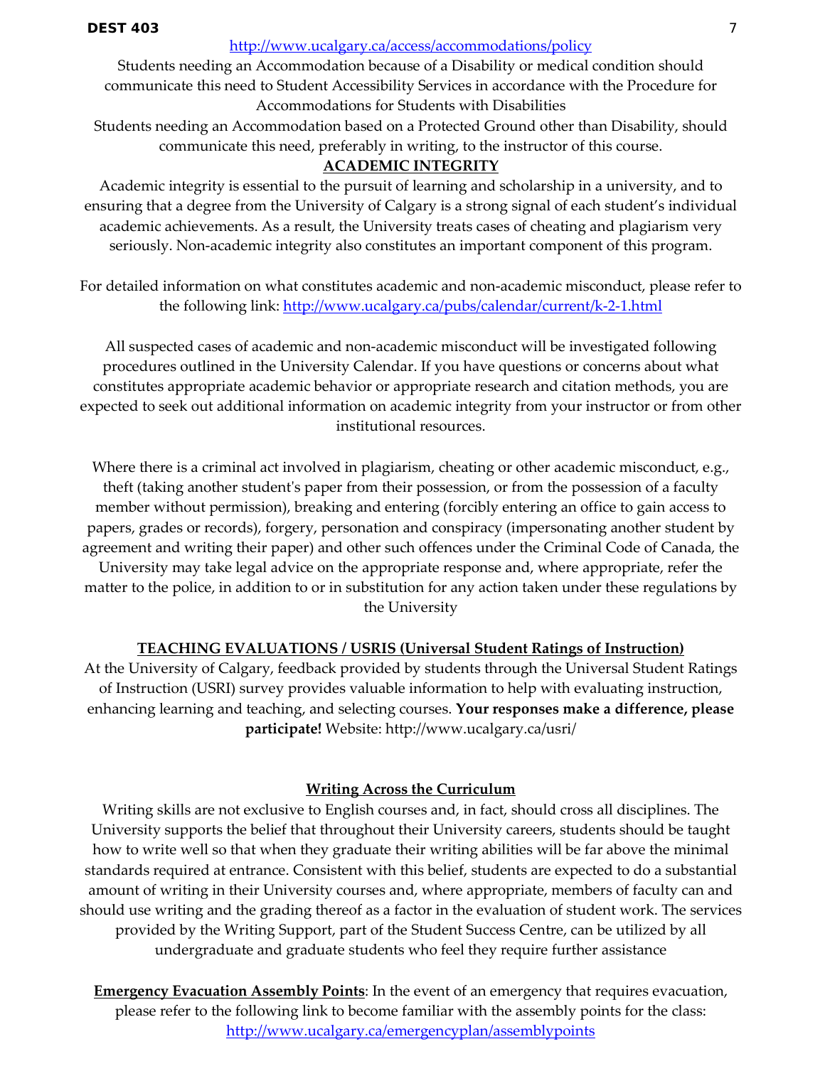http://www.ucalgary.ca/access/accommodations/policy

Students needing an Accommodation because of a Disability or medical condition should communicate this need to Student Accessibility Services in accordance with the Procedure for Accommodations for Students with Disabilities

Students needing an Accommodation based on a Protected Ground other than Disability, should communicate this need, preferably in writing, to the instructor of this course.

## ACADEMIC INTEGRITY

Academic integrity is essential to the pursuit of learning and scholarship in a university, and to ensuring that a degree from the University of Calgary is a strong signal of each student's individual academic achievements. As a result, the University treats cases of cheating and plagiarism very seriously. Non-academic integrity also constitutes an important component of this program.

For detailed information on what constitutes academic and non-academic misconduct, please refer to the following link: http://www.ucalgary.ca/pubs/calendar/current/k-2-1.html

All suspected cases of academic and non-academic misconduct will be investigated following procedures outlined in the University Calendar. If you have questions or concerns about what constitutes appropriate academic behavior or appropriate research and citation methods, you are expected to seek out additional information on academic integrity from your instructor or from other institutional resources.

Where there is a criminal act involved in plagiarism, cheating or other academic misconduct, e.g., theft (taking another student's paper from their possession, or from the possession of a faculty member without permission), breaking and entering (forcibly entering an office to gain access to papers, grades or records), forgery, personation and conspiracy (impersonating another student by agreement and writing their paper) and other such offences under the Criminal Code of Canada, the University may take legal advice on the appropriate response and, where appropriate, refer the matter to the police, in addition to or in substitution for any action taken under these regulations by the University

## TEACHING EVALUATIONS / USRIS (Universal Student Ratings of Instruction)

At the University of Calgary, feedback provided by students through the Universal Student Ratings of Instruction (USRI) survey provides valuable information to help with evaluating instruction, enhancing learning and teaching, and selecting courses. **Your responses make a difference, please participate!** Website: http://www.ucalgary.ca/usri/

## Writing Across the Curriculum

Writing skills are not exclusive to English courses and, in fact, should cross all disciplines. The University supports the belief that throughout their University careers, students should be taught how to write well so that when they graduate their writing abilities will be far above the minimal standards required at entrance. Consistent with this belief, students are expected to do a substantial amount of writing in their University courses and, where appropriate, members of faculty can and should use writing and the grading thereof as a factor in the evaluation of student work. The services provided by the Writing Support, part of the Student Success Centre, can be utilized by all undergraduate and graduate students who feel they require further assistance

**Emergency Evacuation Assembly Points**: In the event of an emergency that requires evacuation, please refer to the following link to become familiar with the assembly points for the class: http://www.ucalgary.ca/emergencyplan/assemblypoints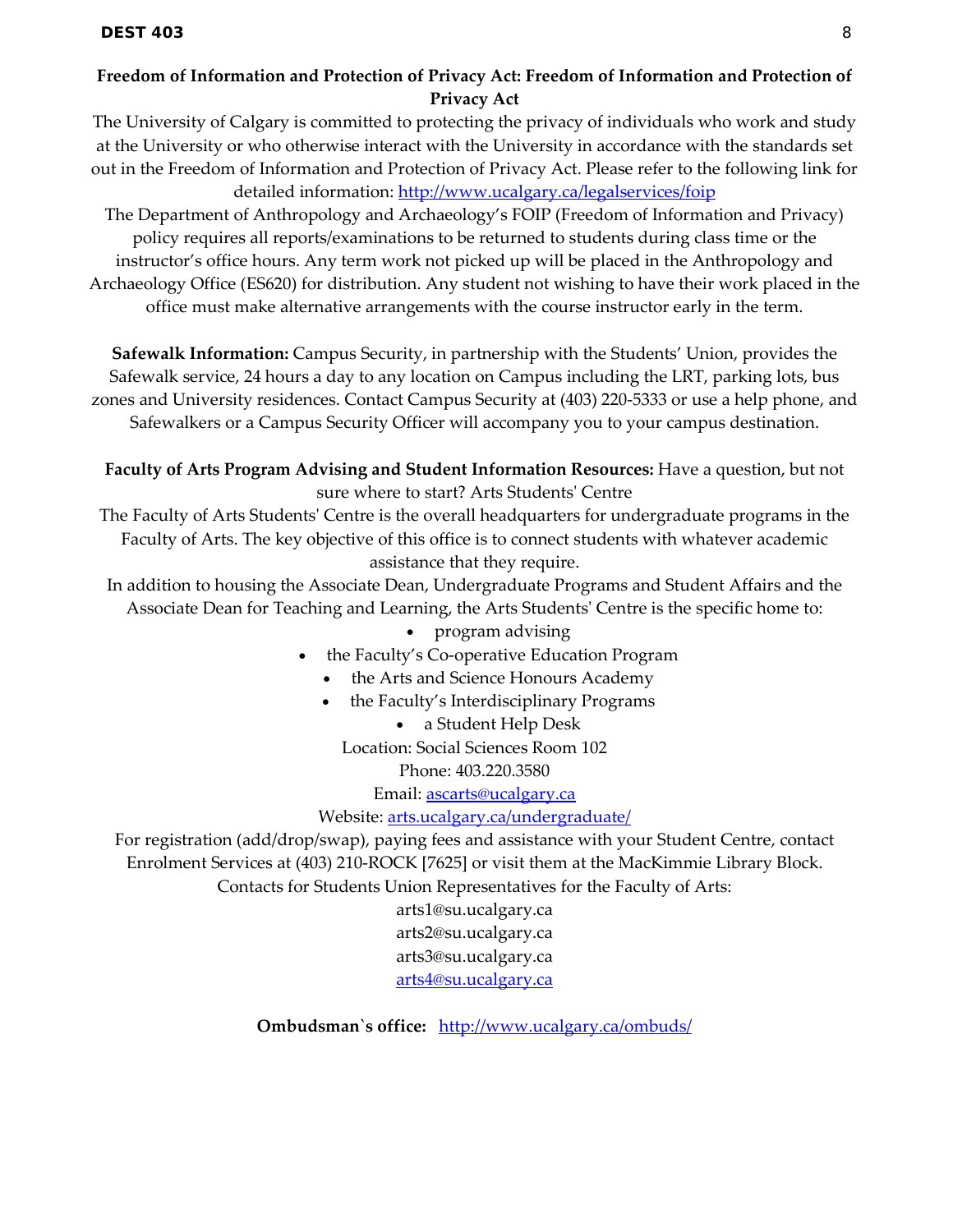**Freedom of Information and Protection of Privacy Act: Freedom of Information and Protection of Privacy Act**

The University of Calgary is committed to protecting the privacy of individuals who work and study at the University or who otherwise interact with the University in accordance with the standards set out in the Freedom of Information and Protection of Privacy Act. Please refer to the following link for detailed information: http://www.ucalgary.ca/legalservices/foip

The Department of Anthropology and Archaeology's FOIP (Freedom of Information and Privacy) policy requires all reports/examinations to be returned to students during class time or the instructor's office hours. Any term work not picked up will be placed in the Anthropology and Archaeology Office (ES620) for distribution. Any student not wishing to have their work placed in the office must make alternative arrangements with the course instructor early in the term.

**Safewalk Information:** Campus Security, in partnership with the Students' Union, provides the Safewalk service, 24 hours a day to any location on Campus including the LRT, parking lots, bus zones and University residences. Contact Campus Security at (403) 220-5333 or use a help phone, and Safewalkers or a Campus Security Officer will accompany you to your campus destination.

**Faculty of Arts Program Advising and Student Information Resources:** Have a question, but not sure where to start? Arts Students' Centre

The Faculty of Arts Students' Centre is the overall headquarters for undergraduate programs in the Faculty of Arts. The key objective of this office is to connect students with whatever academic assistance that they require.

In addition to housing the Associate Dean, Undergraduate Programs and Student Affairs and the Associate Dean for Teaching and Learning, the Arts Students' Centre is the specific home to:

- program advising
- the Faculty's Co-operative Education Program
- the Arts and Science Honours Academy
- the Faculty's Interdisciplinary Programs
- a Student Help Desk

Location: Social Sciences Room 102
Phone: 403.220.3580
Email: ascarts@ucalgary.ca
Website: arts.ucalgary.ca/undergraduate/

For registration (add/drop/swap), paying fees and assistance with your Student Centre, contact Enrolment Services at (403) 210-ROCK [7625] or visit them at the MacKimmie Library Block.

Contacts for Students Union Representatives for the Faculty of Arts:

arts1@su.ucalgary.ca
arts2@su.ucalgary.ca
arts3@su.ucalgary.ca
arts4@su.ucalgary.ca

**Ombudsman`s office:** http://www.ucalgary.ca/ombuds/